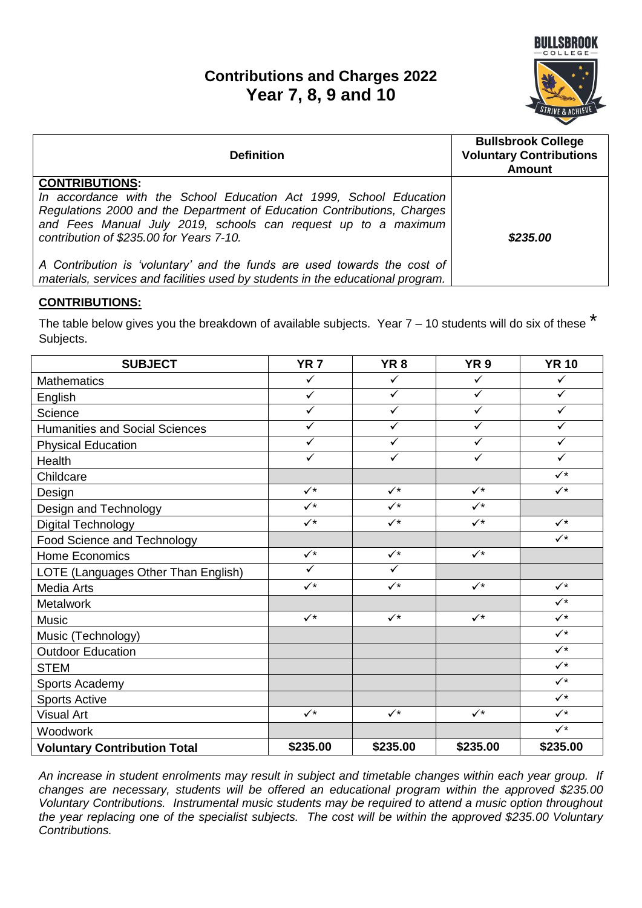# Contributions and Charges 2022
## Year 7, 8, 9 and 10

BULLSBROOK COLLEGE — STRIVE & ACHIEVE

| Definition | Bullsbrook College Voluntary Contributions Amount |
|---|---|
| **CONTRIBUTIONS:** *In accordance with the School Education Act 1999, School Education Regulations 2000 and the Department of Education Contributions, Charges and Fees Manual July 2019, schools can request up to a maximum contribution of $235.00 for Years 7-10.* *A Contribution is 'voluntary' and the funds are used towards the cost of materials, services and facilities used by students in the educational program.* | ***$235.00*** |

**CONTRIBUTIONS:**

The table below gives you the breakdown of available subjects. Year 7 – 10 students will do six of these * Subjects.

| SUBJECT | YR 7 | YR 8 | YR 9 | YR 10 |
|---|---|---|---|---|
| Mathematics | ✓ | ✓ | ✓ | ✓ |
| English | ✓ | ✓ | ✓ | ✓ |
| Science | ✓ | ✓ | ✓ | ✓ |
| Humanities and Social Sciences | ✓ | ✓ | ✓ | ✓ |
| Physical Education | ✓ | ✓ | ✓ | ✓ |
| Health | ✓ | ✓ | ✓ | ✓ |
| Childcare | | | | ✓* |
| Design | ✓* | ✓* | ✓* | ✓* |
| Design and Technology | ✓* | ✓* | ✓* | |
| Digital Technology | ✓* | ✓* | ✓* | ✓* |
| Food Science and Technology | | | | ✓* |
| Home Economics | ✓* | ✓* | ✓* | |
| LOTE (Languages Other Than English) | ✓ | ✓ | | |
| Media Arts | ✓* | ✓* | ✓* | ✓* |
| Metalwork | | | | ✓* |
| Music | ✓* | ✓* | ✓* | ✓* |
| Music (Technology) | | | | ✓* |
| Outdoor Education | | | | ✓* |
| STEM | | | | ✓* |
| Sports Academy | | | | ✓* |
| Sports Active | | | | ✓* |
| Visual Art | ✓* | ✓* | ✓* | ✓* |
| Woodwork | | | | ✓* |
| **Voluntary Contribution Total** | **$235.00** | **$235.00** | **$235.00** | **$235.00** |

*An increase in student enrolments may result in subject and timetable changes within each year group. If changes are necessary, students will be offered an educational program within the approved $235.00 Voluntary Contributions. Instrumental music students may be required to attend a music option throughout the year replacing one of the specialist subjects. The cost will be within the approved $235.00 Voluntary Contributions.*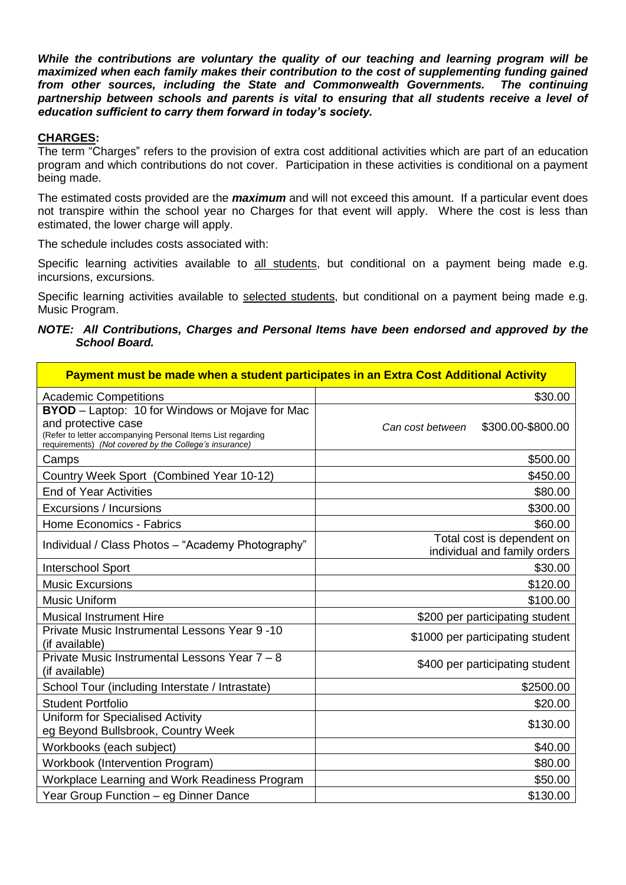***While the contributions are voluntary the quality of our teaching and learning program will be maximized when each family makes their contribution to the cost of supplementing funding gained from other sources, including the State and Commonwealth Governments. The continuing partnership between schools and parents is vital to ensuring that all students receive a level of education sufficient to carry them forward in today's society.***

**CHARGES:**

The term "Charges" refers to the provision of extra cost additional activities which are part of an education program and which contributions do not cover. Participation in these activities is conditional on a payment being made.

The estimated costs provided are the ***maximum*** and will not exceed this amount. If a particular event does not transpire within the school year no Charges for that event will apply. Where the cost is less than estimated, the lower charge will apply.

The schedule includes costs associated with:

Specific learning activities available to all students, but conditional on a payment being made e.g. incursions, excursions.

Specific learning activities available to selected students, but conditional on a payment being made e.g. Music Program.

***NOTE: All Contributions, Charges and Personal Items have been endorsed and approved by the School Board.***

| **Payment must be made when a student participates in an Extra Cost Additional Activity** | |
|---|---|
| Academic Competitions | $30.00 |
| **BYOD** – Laptop: 10 for Windows or Mojave for Mac and protective case (Refer to letter accompanying Personal Items List regarding requirements) *(Not covered by the College's insurance)* | *Can cost between* $300.00-$800.00 |
| Camps | $500.00 |
| Country Week Sport (Combined Year 10-12) | $450.00 |
| End of Year Activities | $80.00 |
| Excursions / Incursions | $300.00 |
| Home Economics - Fabrics | $60.00 |
| Individual / Class Photos – "Academy Photography" | Total cost is dependent on individual and family orders |
| Interschool Sport | $30.00 |
| Music Excursions | $120.00 |
| Music Uniform | $100.00 |
| Musical Instrument Hire | $200 per participating student |
| Private Music Instrumental Lessons Year 9 -10 (if available) | $1000 per participating student |
| Private Music Instrumental Lessons Year 7 – 8 (if available) | $400 per participating student |
| School Tour (including Interstate / Intrastate) | $2500.00 |
| Student Portfolio | $20.00 |
| Uniform for Specialised Activity eg Beyond Bullsbrook, Country Week | $130.00 |
| Workbooks (each subject) | $40.00 |
| Workbook (Intervention Program) | $80.00 |
| Workplace Learning and Work Readiness Program | $50.00 |
| Year Group Function – eg Dinner Dance | $130.00 |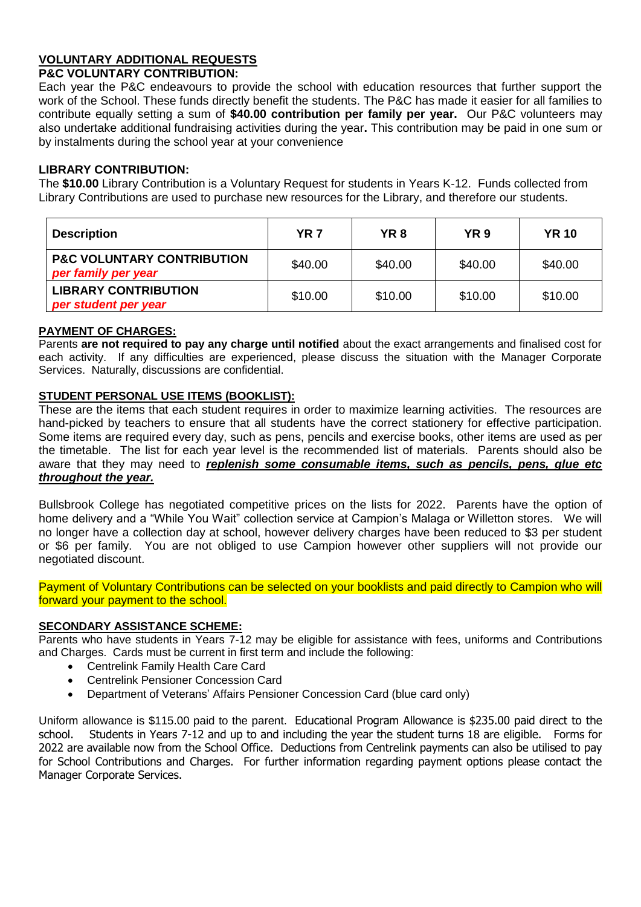## VOLUNTARY ADDITIONAL REQUESTS

### P&C VOLUNTARY CONTRIBUTION:

Each year the P&C endeavours to provide the school with education resources that further support the work of the School. These funds directly benefit the students. The P&C has made it easier for all families to contribute equally setting a sum of **$40.00 contribution per family per year.** Our P&C volunteers may also undertake additional fundraising activities during the year**.** This contribution may be paid in one sum or by instalments during the school year at your convenience

### LIBRARY CONTRIBUTION:

The **$10.00** Library Contribution is a Voluntary Request for students in Years K-12. Funds collected from Library Contributions are used to purchase new resources for the Library, and therefore our students.

| Description | YR 7 | YR 8 | YR 9 | YR 10 |
|---|---|---|---|---|
| **P&C VOLUNTARY CONTRIBUTION** *per family per year* | $40.00 | $40.00 | $40.00 | $40.00 |
| **LIBRARY CONTRIBUTION** *per student per year* | $10.00 | $10.00 | $10.00 | $10.00 |

### PAYMENT OF CHARGES:

Parents **are not required to pay any charge until notified** about the exact arrangements and finalised cost for each activity. If any difficulties are experienced, please discuss the situation with the Manager Corporate Services. Naturally, discussions are confidential.

### STUDENT PERSONAL USE ITEMS (BOOKLIST):

These are the items that each student requires in order to maximize learning activities. The resources are hand-picked by teachers to ensure that all students have the correct stationery for effective participation. Some items are required every day, such as pens, pencils and exercise books, other items are used as per the timetable. The list for each year level is the recommended list of materials. Parents should also be aware that they may need to ***replenish some consumable items, such as pencils, pens, glue etc throughout the year.***

Bullsbrook College has negotiated competitive prices on the lists for 2022. Parents have the option of home delivery and a "While You Wait" collection service at Campion's Malaga or Willetton stores. We will no longer have a collection day at school, however delivery charges have been reduced to $3 per student or $6 per family. You are not obliged to use Campion however other suppliers will not provide our negotiated discount.

Payment of Voluntary Contributions can be selected on your booklists and paid directly to Campion who will forward your payment to the school.

### SECONDARY ASSISTANCE SCHEME:

Parents who have students in Years 7-12 may be eligible for assistance with fees, uniforms and Contributions and Charges. Cards must be current in first term and include the following:

- Centrelink Family Health Care Card
- Centrelink Pensioner Concession Card
- Department of Veterans' Affairs Pensioner Concession Card (blue card only)

Uniform allowance is $115.00 paid to the parent. Educational Program Allowance is $235.00 paid direct to the school. Students in Years 7-12 and up to and including the year the student turns 18 are eligible. Forms for 2022 are available now from the School Office. Deductions from Centrelink payments can also be utilised to pay for School Contributions and Charges. For further information regarding payment options please contact the Manager Corporate Services.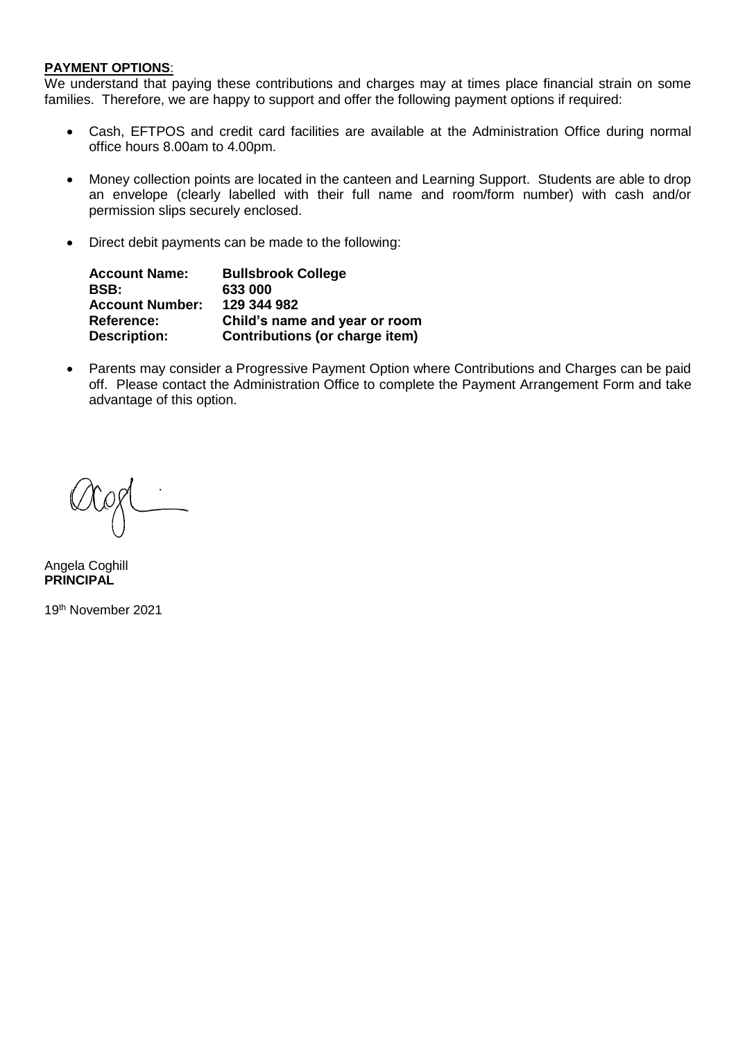**PAYMENT OPTIONS**:

We understand that paying these contributions and charges may at times place financial strain on some families. Therefore, we are happy to support and offer the following payment options if required:

- Cash, EFTPOS and credit card facilities are available at the Administration Office during normal office hours 8.00am to 4.00pm.
- Money collection points are located in the canteen and Learning Support. Students are able to drop an envelope (clearly labelled with their full name and room/form number) with cash and/or permission slips securely enclosed.
- Direct debit payments can be made to the following:

| | |
|---|---|
| **Account Name:** | **Bullsbrook College** |
| **BSB:** | **633 000** |
| **Account Number:** | **129 344 982** |
| **Reference:** | **Child's name and year or room** |
| **Description:** | **Contributions (or charge item)** |

- Parents may consider a Progressive Payment Option where Contributions and Charges can be paid off. Please contact the Administration Office to complete the Payment Arrangement Form and take advantage of this option.

Angela Coghill
**PRINCIPAL**

19th November 2021